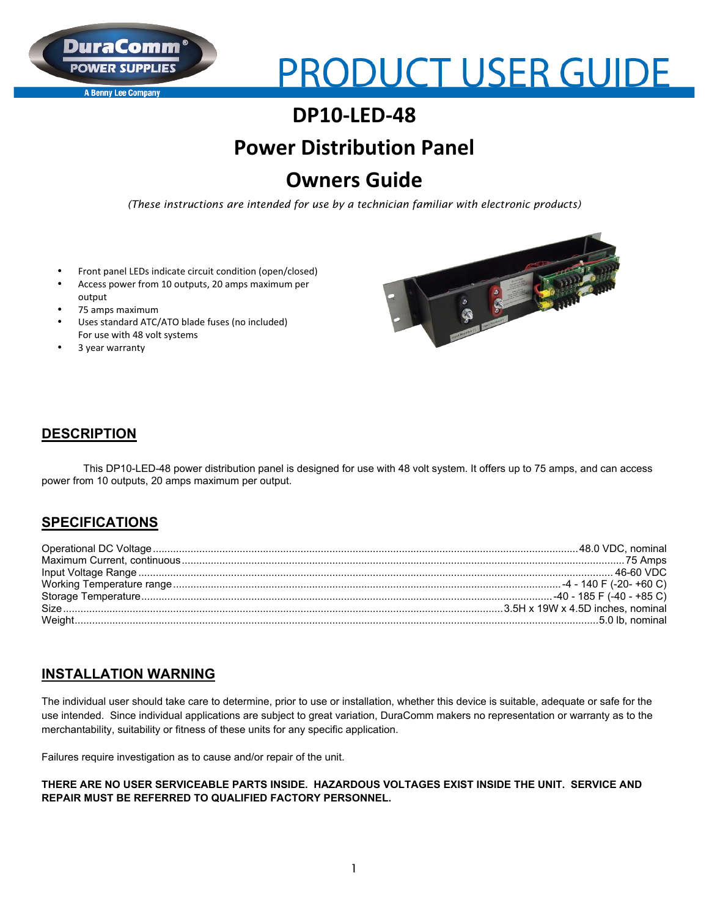# PRODUCT USER GUIDE

# DP10-LED-48

# Power Distribution Panel

# Owners Guide

*(These instructions are intended for use by a technician familiar with electronic products)*

- Front panel LEDs indicate circuit condition (open/closed)
- Access power from 10 outputs, 20 amps maximum per output
- 75 amps maximum
- Uses standard ATC/ATO blade fuses (no included)
  For use with 48 volt systems
- 3 year warranty

## DESCRIPTION

This DP10-LED-48 power distribution panel is designed for use with 48 volt system. It offers up to 75 amps, and can access power from 10 outputs, 20 amps maximum per output.

## SPECIFICATIONS

| Specification | Value |
|---|---|
| Operational DC Voltage | 48.0 VDC, nominal |
| Maximum Current, continuous | 75 Amps |
| Input Voltage Range | 46-60 VDC |
| Working Temperature range | -4 - 140 F (-20- +60 C) |
| Storage Temperature | -40 - 185 F (-40 - +85 C) |
| Size | 3.5H x 19W x 4.5D inches, nominal |
| Weight | 5.0 lb, nominal |

## INSTALLATION WARNING

The individual user should take care to determine, prior to use or installation, whether this device is suitable, adequate or safe for the use intended. Since individual applications are subject to great variation, DuraComm makers no representation or warranty as to the merchantability, suitability or fitness of these units for any specific application.

Failures require investigation as to cause and/or repair of the unit.

**THERE ARE NO USER SERVICEABLE PARTS INSIDE. HAZARDOUS VOLTAGES EXIST INSIDE THE UNIT. SERVICE AND REPAIR MUST BE REFERRED TO QUALIFIED FACTORY PERSONNEL.**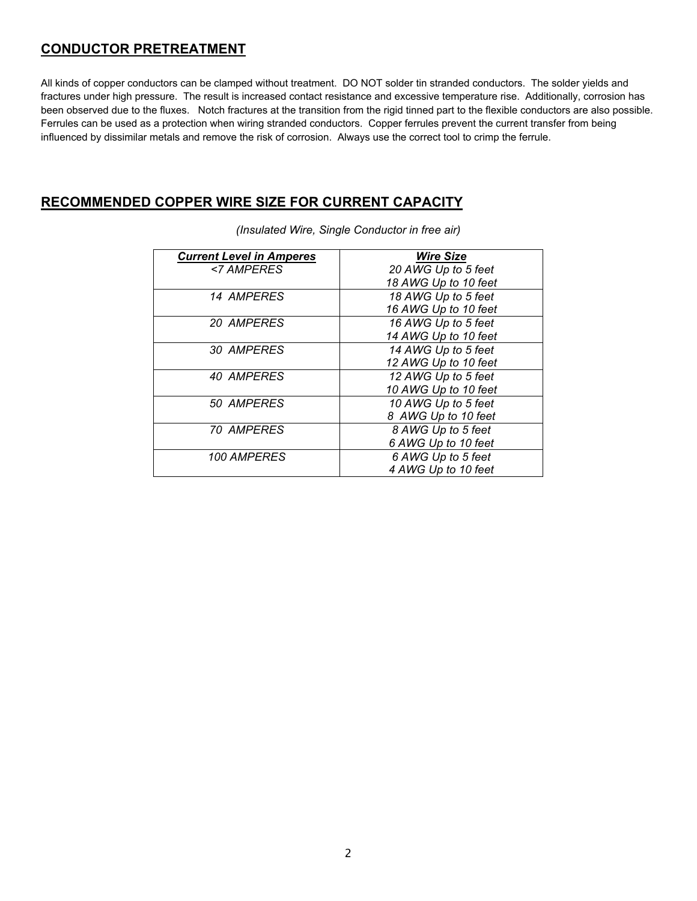## CONDUCTOR PRETREATMENT

All kinds of copper conductors can be clamped without treatment. DO NOT solder tin stranded conductors. The solder yields and fractures under high pressure. The result is increased contact resistance and excessive temperature rise. Additionally, corrosion has been observed due to the fluxes. Notch fractures at the transition from the rigid tinned part to the flexible conductors are also possible. Ferrules can be used as a protection when wiring stranded conductors. Copper ferrules prevent the current transfer from being influenced by dissimilar metals and remove the risk of corrosion. Always use the correct tool to crimp the ferrule.

## RECOMMENDED COPPER WIRE SIZE FOR CURRENT CAPACITY

*(Insulated Wire, Single Conductor in free air)*

| *Current Level in Amperes* | *Wire Size* |
|---|---|
| *<7 AMPERES* | *20 AWG Up to 5 feet*<br>*18 AWG Up to 10 feet* |
| *14 AMPERES* | *18 AWG Up to 5 feet*<br>*16 AWG Up to 10 feet* |
| *20 AMPERES* | *16 AWG Up to 5 feet*<br>*14 AWG Up to 10 feet* |
| *30 AMPERES* | *14 AWG Up to 5 feet*<br>*12 AWG Up to 10 feet* |
| *40 AMPERES* | *12 AWG Up to 5 feet*<br>*10 AWG Up to 10 feet* |
| *50 AMPERES* | *10 AWG Up to 5 feet*<br>*8 AWG Up to 10 feet* |
| *70 AMPERES* | *8 AWG Up to 5 feet*<br>*6 AWG Up to 10 feet* |
| *100 AMPERES* | *6 AWG Up to 5 feet*<br>*4 AWG Up to 10 feet* |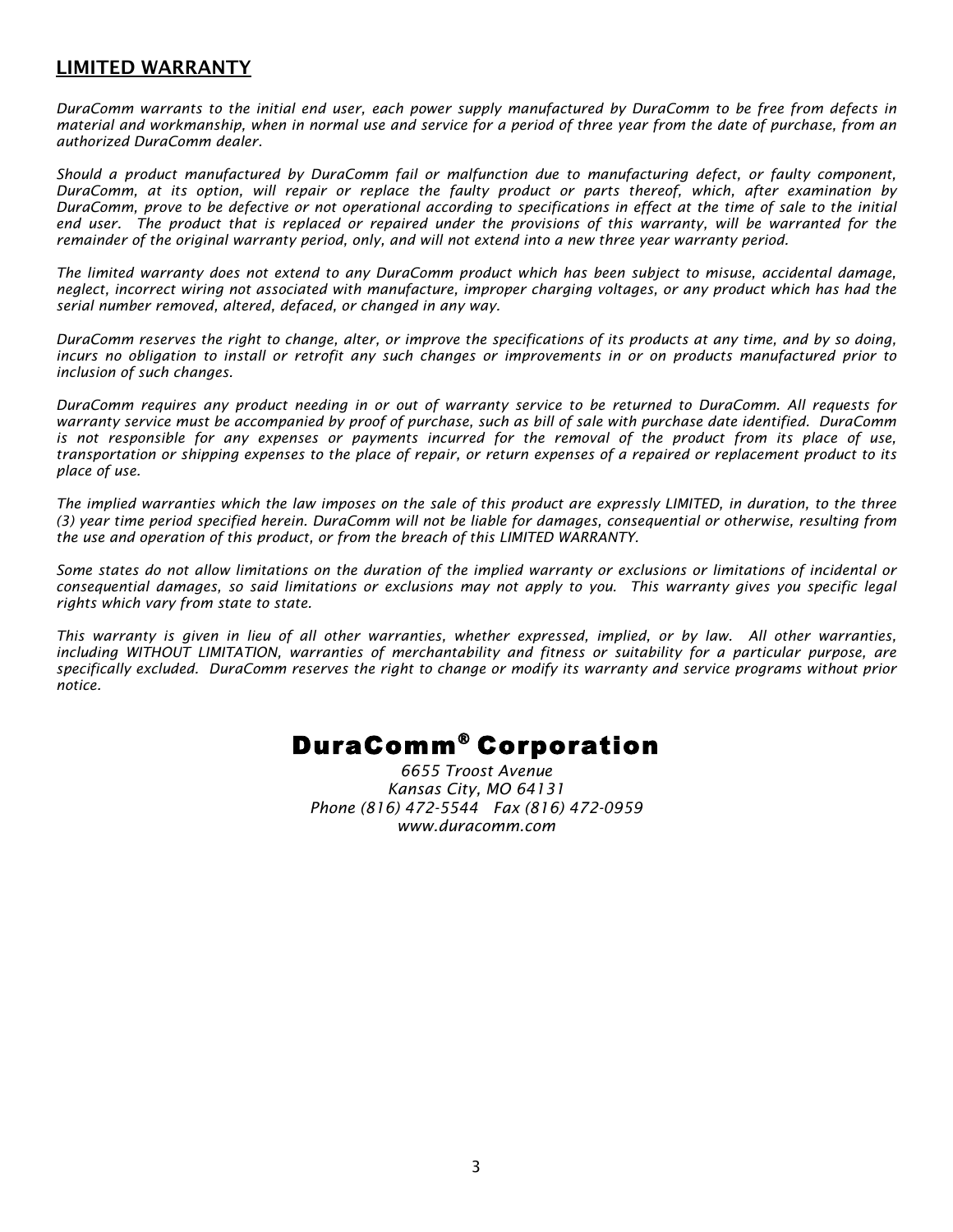## LIMITED WARRANTY

*DuraComm warrants to the initial end user, each power supply manufactured by DuraComm to be free from defects in material and workmanship, when in normal use and service for a period of three year from the date of purchase, from an authorized DuraComm dealer.*

*Should a product manufactured by DuraComm fail or malfunction due to manufacturing defect, or faulty component, DuraComm, at its option, will repair or replace the faulty product or parts thereof, which, after examination by DuraComm, prove to be defective or not operational according to specifications in effect at the time of sale to the initial end user. The product that is replaced or repaired under the provisions of this warranty, will be warranted for the remainder of the original warranty period, only, and will not extend into a new three year warranty period.*

*The limited warranty does not extend to any DuraComm product which has been subject to misuse, accidental damage, neglect, incorrect wiring not associated with manufacture, improper charging voltages, or any product which has had the serial number removed, altered, defaced, or changed in any way.*

*DuraComm reserves the right to change, alter, or improve the specifications of its products at any time, and by so doing, incurs no obligation to install or retrofit any such changes or improvements in or on products manufactured prior to inclusion of such changes.*

*DuraComm requires any product needing in or out of warranty service to be returned to DuraComm. All requests for warranty service must be accompanied by proof of purchase, such as bill of sale with purchase date identified. DuraComm is not responsible for any expenses or payments incurred for the removal of the product from its place of use, transportation or shipping expenses to the place of repair, or return expenses of a repaired or replacement product to its place of use.*

*The implied warranties which the law imposes on the sale of this product are expressly LIMITED, in duration, to the three (3) year time period specified herein. DuraComm will not be liable for damages, consequential or otherwise, resulting from the use and operation of this product, or from the breach of this LIMITED WARRANTY.*

*Some states do not allow limitations on the duration of the implied warranty or exclusions or limitations of incidental or consequential damages, so said limitations or exclusions may not apply to you. This warranty gives you specific legal rights which vary from state to state.*

*This warranty is given in lieu of all other warranties, whether expressed, implied, or by law. All other warranties, including WITHOUT LIMITATION, warranties of merchantability and fitness or suitability for a particular purpose, are specifically excluded. DuraComm reserves the right to change or modify its warranty and service programs without prior notice.*

**DuraComm® Corporation**

*6655 Troost Avenue*
*Kansas City, MO 64131*
*Phone (816) 472-5544 Fax (816) 472-0959*
*www.duracomm.com*